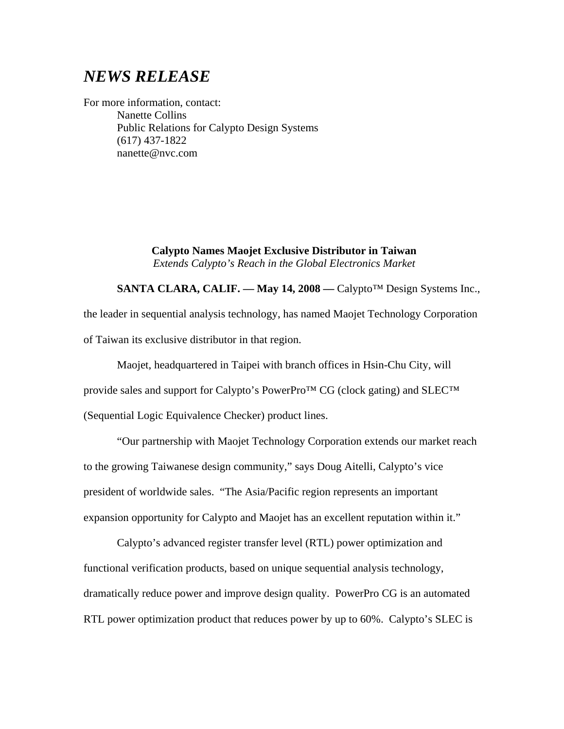# *NEWS RELEASE*

For more information, contact:

Nanette Collins
Public Relations for Calypto Design Systems
(617) 437-1822
nanette@nvc.com

**Calypto Names Maojet Exclusive Distributor in Taiwan**
*Extends Calypto's Reach in the Global Electronics Market*

**SANTA CLARA, CALIF. — May 14, 2008 —** Calypto™ Design Systems Inc., the leader in sequential analysis technology, has named Maojet Technology Corporation of Taiwan its exclusive distributor in that region.

Maojet, headquartered in Taipei with branch offices in Hsin-Chu City, will provide sales and support for Calypto's PowerPro™ CG (clock gating) and SLEC™ (Sequential Logic Equivalence Checker) product lines.

"Our partnership with Maojet Technology Corporation extends our market reach to the growing Taiwanese design community," says Doug Aitelli, Calypto's vice president of worldwide sales. "The Asia/Pacific region represents an important expansion opportunity for Calypto and Maojet has an excellent reputation within it."

Calypto's advanced register transfer level (RTL) power optimization and functional verification products, based on unique sequential analysis technology, dramatically reduce power and improve design quality. PowerPro CG is an automated RTL power optimization product that reduces power by up to 60%. Calypto's SLEC is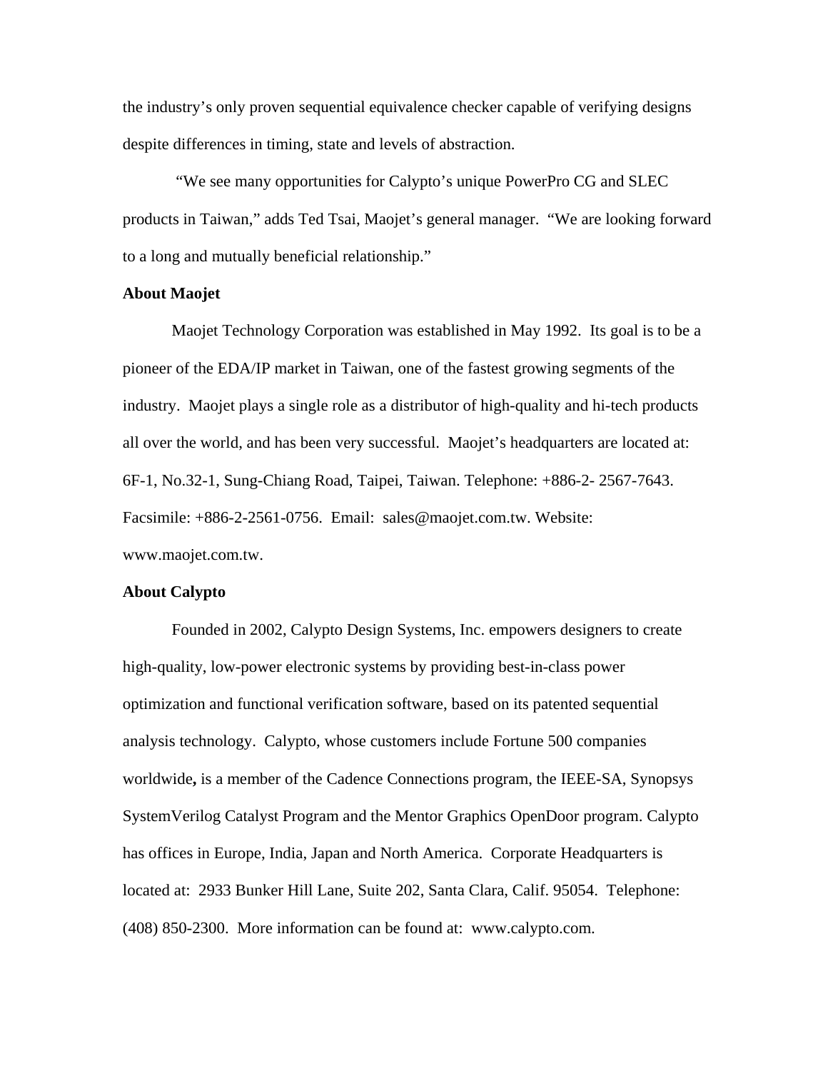the industry's only proven sequential equivalence checker capable of verifying designs despite differences in timing, state and levels of abstraction.

"We see many opportunities for Calypto's unique PowerPro CG and SLEC products in Taiwan," adds Ted Tsai, Maojet's general manager. "We are looking forward to a long and mutually beneficial relationship."

**About Maojet**

Maojet Technology Corporation was established in May 1992. Its goal is to be a pioneer of the EDA/IP market in Taiwan, one of the fastest growing segments of the industry. Maojet plays a single role as a distributor of high-quality and hi-tech products all over the world, and has been very successful. Maojet's headquarters are located at: 6F-1, No.32-1, Sung-Chiang Road, Taipei, Taiwan. Telephone: +886-2- 2567-7643. Facsimile: +886-2-2561-0756. Email: sales@maojet.com.tw. Website: www.maojet.com.tw.

**About Calypto**

Founded in 2002, Calypto Design Systems, Inc. empowers designers to create high-quality, low-power electronic systems by providing best-in-class power optimization and functional verification software, based on its patented sequential analysis technology. Calypto, whose customers include Fortune 500 companies worldwide**,** is a member of the Cadence Connections program, the IEEE-SA, Synopsys SystemVerilog Catalyst Program and the Mentor Graphics OpenDoor program. Calypto has offices in Europe, India, Japan and North America. Corporate Headquarters is located at: 2933 Bunker Hill Lane, Suite 202, Santa Clara, Calif. 95054. Telephone: (408) 850-2300. More information can be found at: www.calypto.com.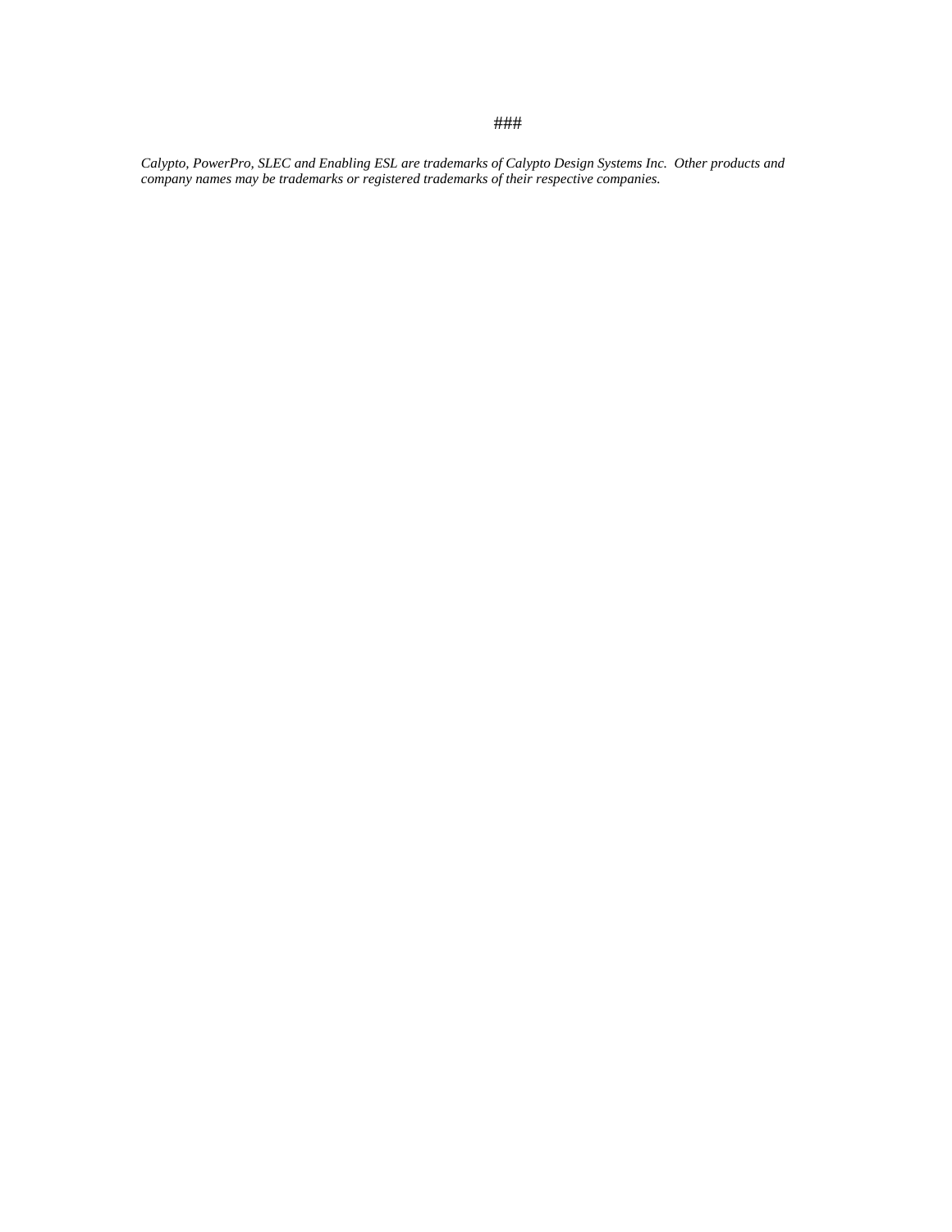###

*Calypto, PowerPro, SLEC and Enabling ESL are trademarks of Calypto Design Systems Inc. Other products and company names may be trademarks or registered trademarks of their respective companies.*